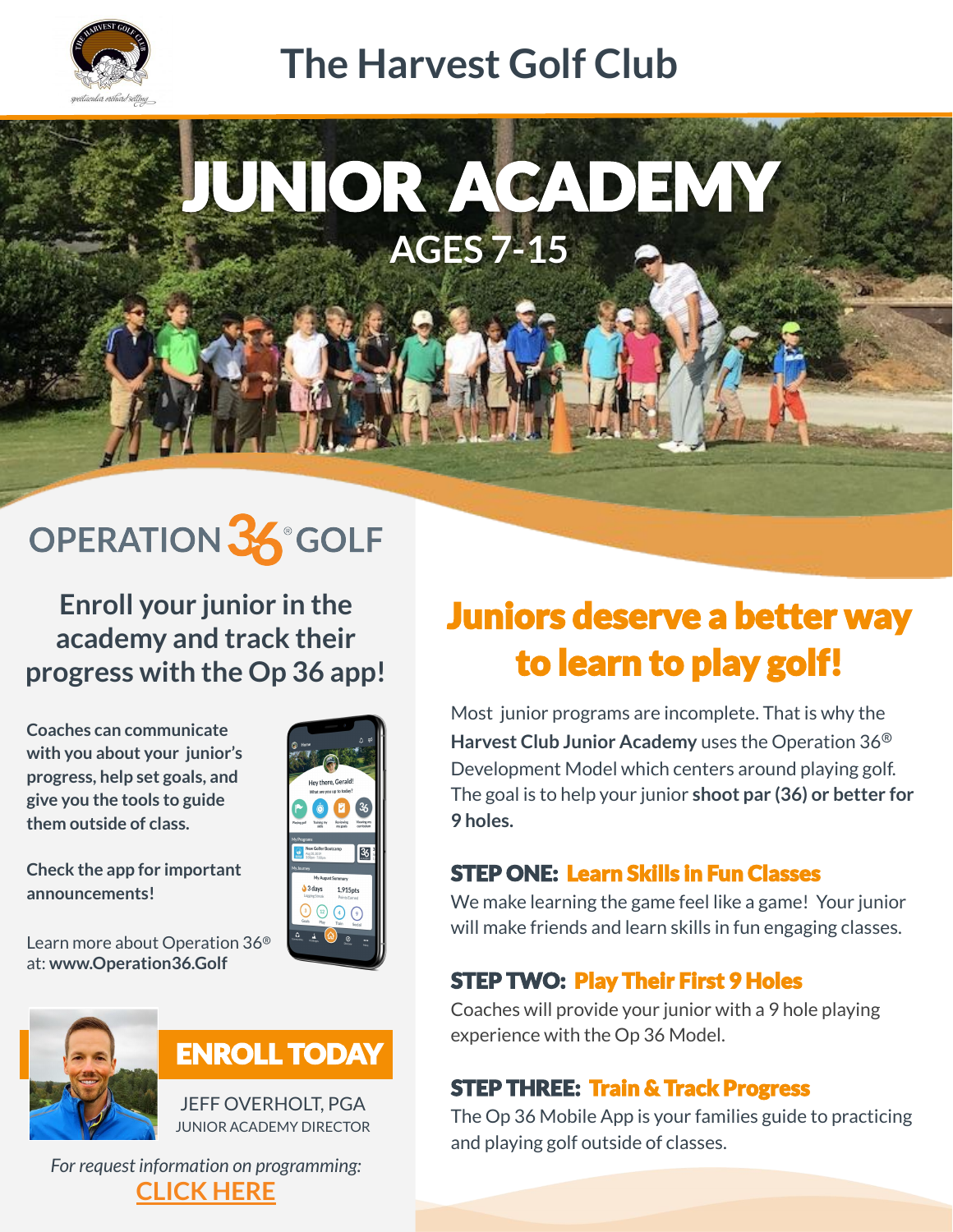# The Harvest Golf Club

# JUNIOR ACADEMY

## AGES 7-15

OPERATION 36® GOLF

### Enroll your junior in the academy and track their progress with the Op 36 app!

**Coaches can communicate with you about your junior's progress, help set goals, and give you the tools to guide them outside of class.**

**Check the app for important announcements!**

Learn more about Operation 36® at: **www.Operation36.Golf**

## ENROLL TODAY

JEFF OVERHOLT, PGA
JUNIOR ACADEMY DIRECTOR

*For request information on programming:*
CLICK HERE

## Juniors deserve a better way to learn to play golf!

Most junior programs are incomplete. That is why the **Harvest Club Junior Academy** uses the Operation 36® Development Model which centers around playing golf. The goal is to help your junior **shoot par (36) or better for 9 holes.**

### STEP ONE: Learn Skills in Fun Classes

We make learning the game feel like a game! Your junior will make friends and learn skills in fun engaging classes.

### STEP TWO: Play Their First 9 Holes

Coaches will provide your junior with a 9 hole playing experience with the Op 36 Model.

### STEP THREE: Train & Track Progress

The Op 36 Mobile App is your families guide to practicing and playing golf outside of classes.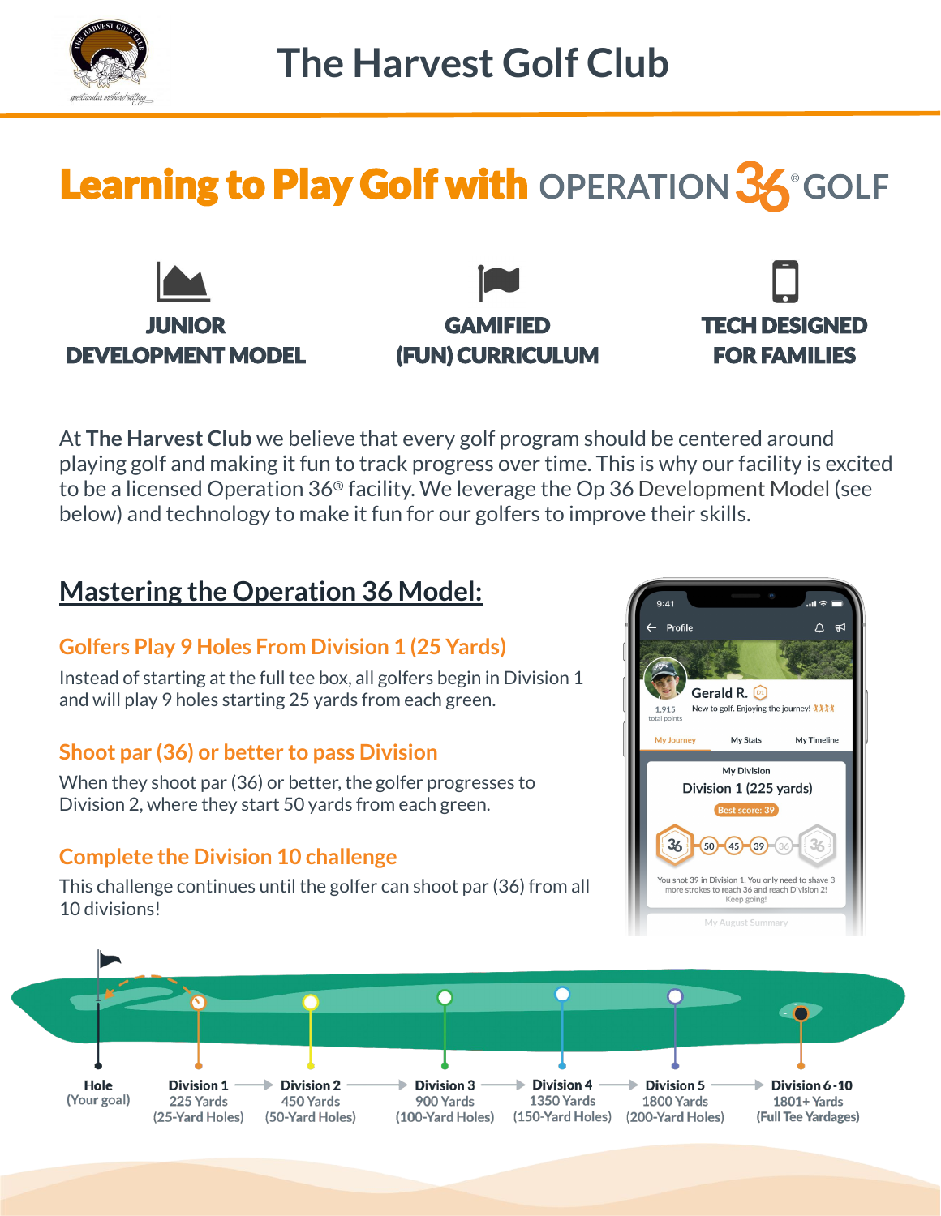# The Harvest Golf Club

## Learning to Play Golf with OPERATION 36® GOLF

**JUNIOR DEVELOPMENT MODEL**

**GAMIFIED (FUN) CURRICULUM**

**TECH DESIGNED FOR FAMILIES**

At **The Harvest Club** we believe that every golf program should be centered around playing golf and making it fun to track progress over time. This is why our facility is excited to be a licensed Operation 36® facility. We leverage the Op 36 Development Model (see below) and technology to make it fun for our golfers to improve their skills.

## Mastering the Operation 36 Model:

### Golfers Play 9 Holes From Division 1 (25 Yards)

Instead of starting at the full tee box, all golfers begin in Division 1 and will play 9 holes starting 25 yards from each green.

### Shoot par (36) or better to pass Division

When they shoot par (36) or better, the golfer progresses to Division 2, where they start 50 yards from each green.

### Complete the Division 10 challenge

This challenge continues until the golfer can shoot par (36) from all 10 divisions!

9:41
Profile
Gerald R.
1,915 total points
New to golf. Enjoying the journey!
My Journey | My Stats | My Timeline
My Division
Division 1 (225 yards)
Best score: 39
36 50 45 39 36 36
You shot 39 in Division 1. You only need to shave 3 more strokes to reach 36 and reach Division 2! Keep going!
My August Summary

Hole (Your goal)
Division 1 225 Yards (25-Yard Holes)
Division 2 450 Yards (50-Yard Holes)
Division 3 900 Yards (100-Yard Holes)
Division 4 1350 Yards (150-Yard Holes)
Division 5 1800 Yards (200-Yard Holes)
Division 6-10 1801+ Yards (Full Tee Yardages)